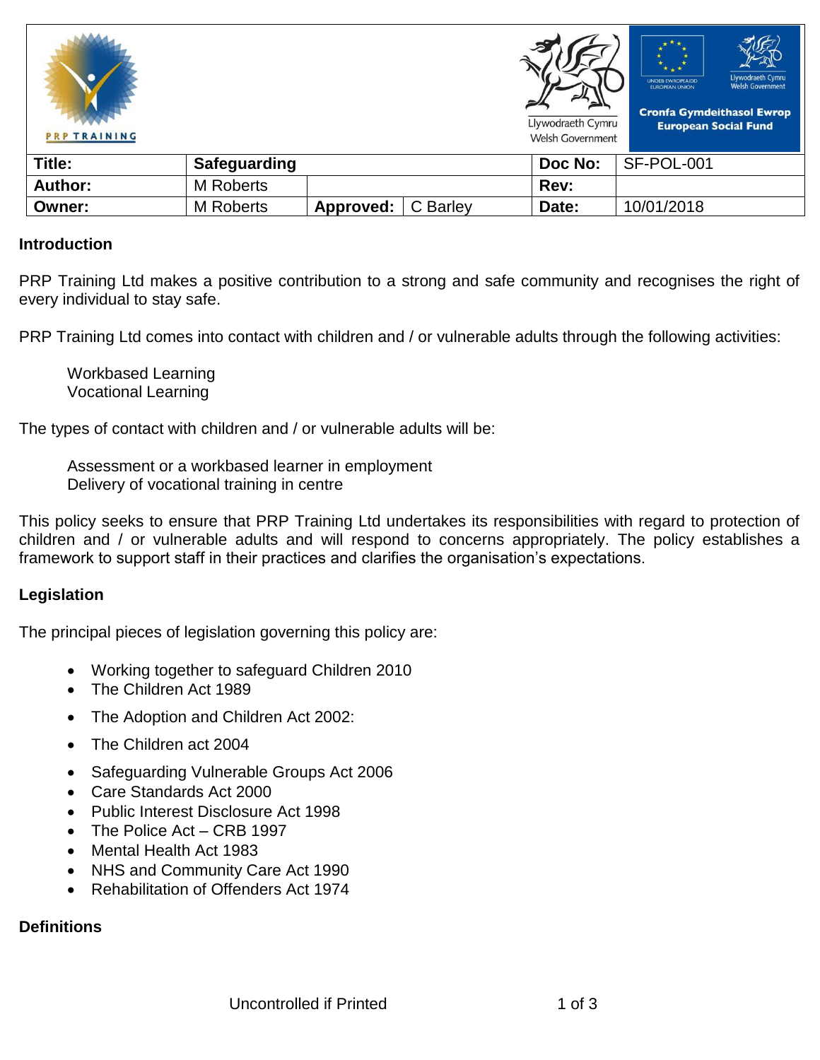| Title: | Safeguarding | | | Doc No: | SF-POL-001 |
|---|---|---|---|---|---|
| Author: | M Roberts | | | Rev: | |
| Owner: | M Roberts | Approved: | C Barley | Date: | 10/01/2018 |

## Introduction

PRP Training Ltd makes a positive contribution to a strong and safe community and recognises the right of every individual to stay safe.

PRP Training Ltd comes into contact with children and / or vulnerable adults through the following activities:

Workbased Learning
Vocational Learning

The types of contact with children and / or vulnerable adults will be:

Assessment or a workbased learner in employment
Delivery of vocational training in centre

This policy seeks to ensure that PRP Training Ltd undertakes its responsibilities with regard to protection of children and / or vulnerable adults and will respond to concerns appropriately. The policy establishes a framework to support staff in their practices and clarifies the organisation's expectations.

## Legislation

The principal pieces of legislation governing this policy are:

- Working together to safeguard Children 2010
- The Children Act 1989
- The Adoption and Children Act 2002:
- The Children act 2004
- Safeguarding Vulnerable Groups Act 2006
- Care Standards Act 2000
- Public Interest Disclosure Act 1998
- The Police Act – CRB 1997
- Mental Health Act 1983
- NHS and Community Care Act 1990
- Rehabilitation of Offenders Act 1974

## Definitions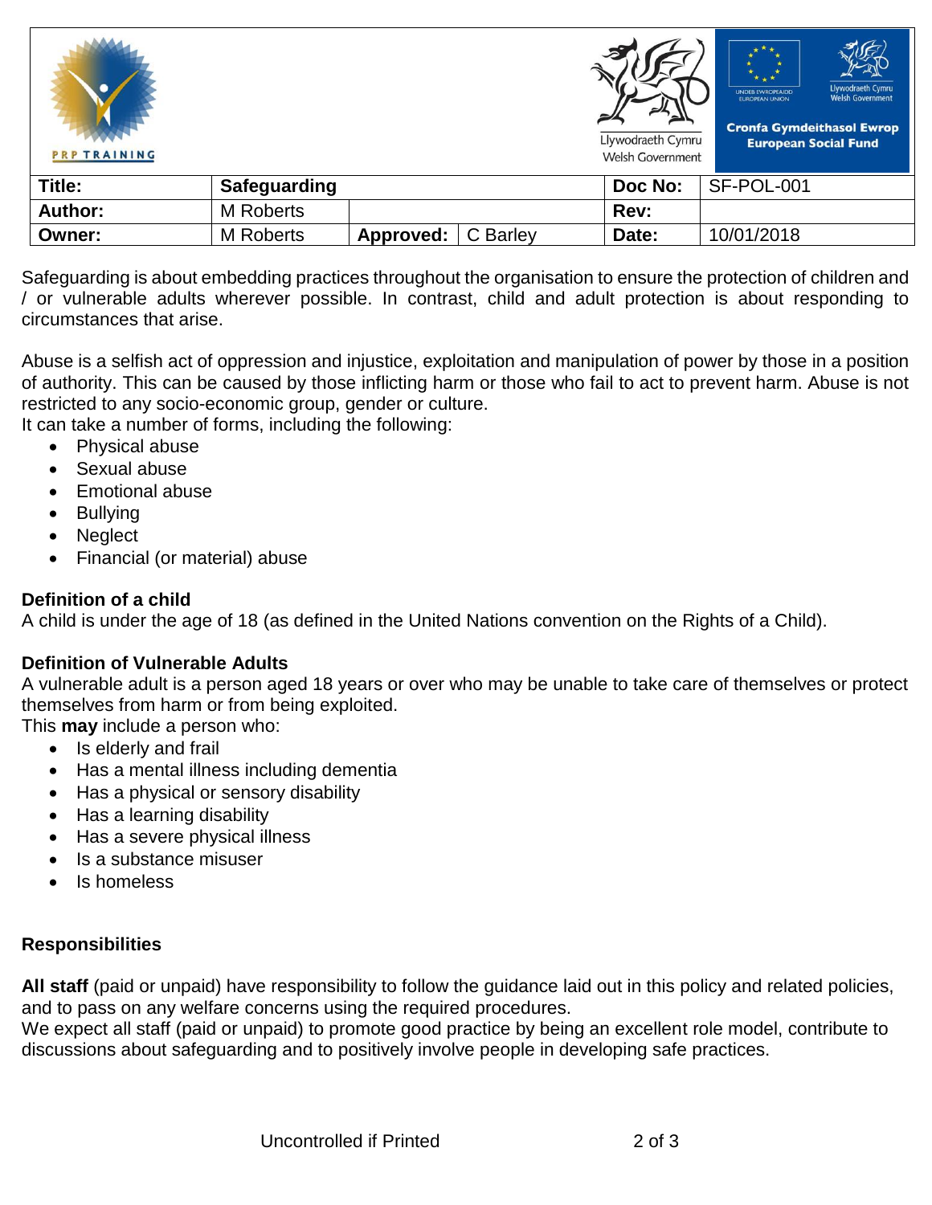Safeguarding is about embedding practices throughout the organisation to ensure the protection of children and / or vulnerable adults wherever possible. In contrast, child and adult protection is about responding to circumstances that arise.

Abuse is a selfish act of oppression and injustice, exploitation and manipulation of power by those in a position of authority. This can be caused by those inflicting harm or those who fail to act to prevent harm. Abuse is not restricted to any socio-economic group, gender or culture.
It can take a number of forms, including the following:

- Physical abuse
- Sexual abuse
- Emotional abuse
- Bullying
- Neglect
- Financial (or material) abuse

**Definition of a child**
A child is under the age of 18 (as defined in the United Nations convention on the Rights of a Child).

**Definition of Vulnerable Adults**
A vulnerable adult is a person aged 18 years or over who may be unable to take care of themselves or protect themselves from harm or from being exploited.
This **may** include a person who:

- Is elderly and frail
- Has a mental illness including dementia
- Has a physical or sensory disability
- Has a learning disability
- Has a severe physical illness
- Is a substance misuser
- Is homeless

**Responsibilities**

**All staff** (paid or unpaid) have responsibility to follow the guidance laid out in this policy and related policies, and to pass on any welfare concerns using the required procedures.
We expect all staff (paid or unpaid) to promote good practice by being an excellent role model, contribute to discussions about safeguarding and to positively involve people in developing safe practices.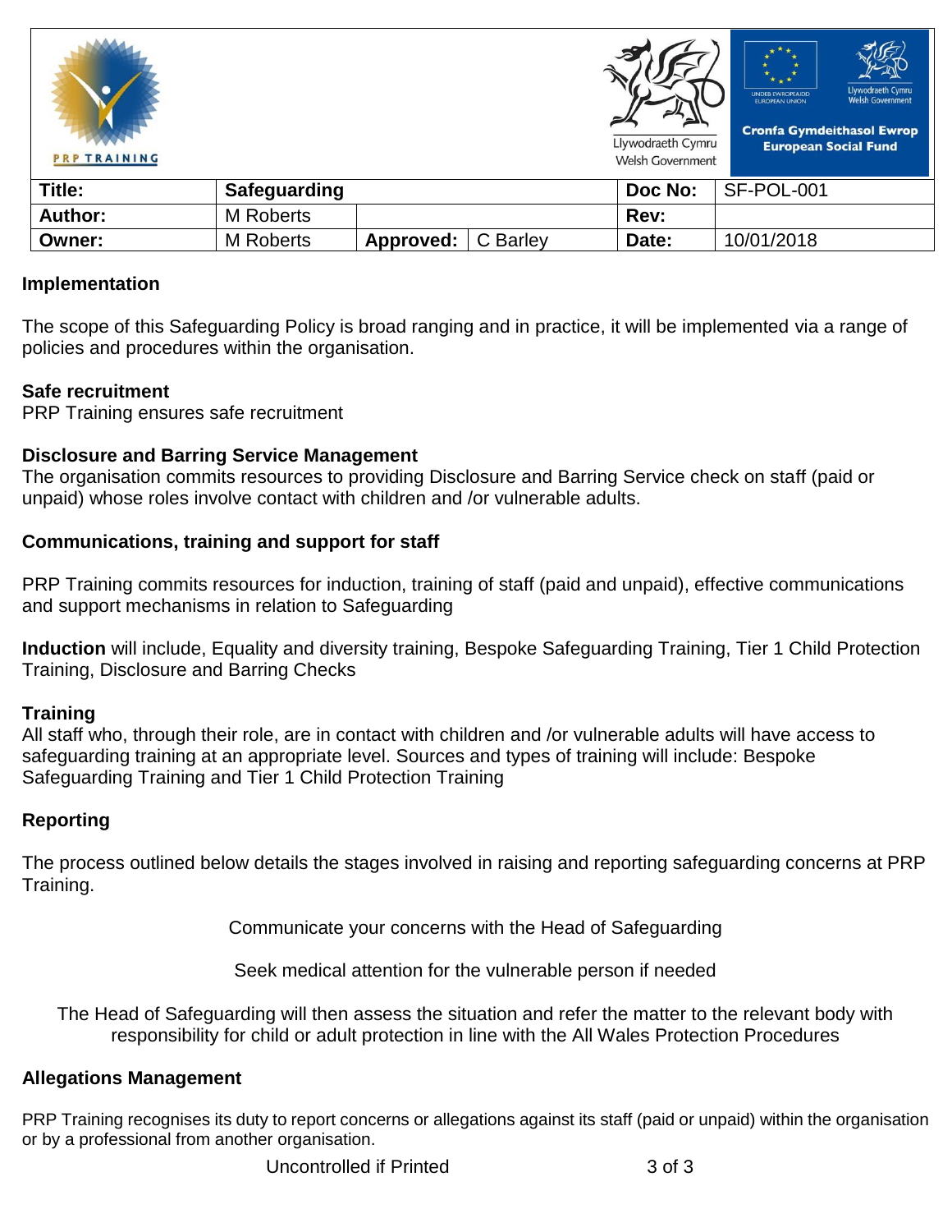| | | | | | |
|---|---|---|---|---|---|
| **Title:** | **Safeguarding** | | | **Doc No:** | SF-POL-001 |
| **Author:** | M Roberts | | | **Rev:** | |
| **Owner:** | M Roberts | **Approved:** | C Barley | **Date:** | 10/01/2018 |

**Implementation**

The scope of this Safeguarding Policy is broad ranging and in practice, it will be implemented via a range of policies and procedures within the organisation.

**Safe recruitment**
PRP Training ensures safe recruitment

**Disclosure and Barring Service Management**
The organisation commits resources to providing Disclosure and Barring Service check on staff (paid or unpaid) whose roles involve contact with children and /or vulnerable adults.

**Communications, training and support for staff**

PRP Training commits resources for induction, training of staff (paid and unpaid), effective communications and support mechanisms in relation to Safeguarding

**Induction** will include, Equality and diversity training, Bespoke Safeguarding Training, Tier 1 Child Protection Training, Disclosure and Barring Checks

**Training**
All staff who, through their role, are in contact with children and /or vulnerable adults will have access to safeguarding training at an appropriate level. Sources and types of training will include: Bespoke Safeguarding Training and Tier 1 Child Protection Training

**Reporting**

The process outlined below details the stages involved in raising and reporting safeguarding concerns at PRP Training.

Communicate your concerns with the Head of Safeguarding

Seek medical attention for the vulnerable person if needed

The Head of Safeguarding will then assess the situation and refer the matter to the relevant body with responsibility for child or adult protection in line with the All Wales Protection Procedures

**Allegations Management**

PRP Training recognises its duty to report concerns or allegations against its staff (paid or unpaid) within the organisation or by a professional from another organisation.

Uncontrolled if Printed